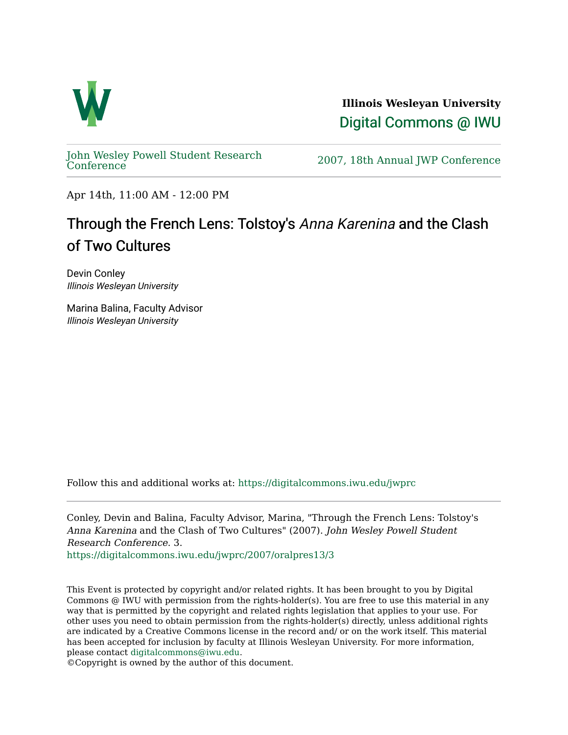**Illinois Wesleyan University**

Digital Commons @ IWU

John Wesley Powell Student Research Conference

2007, 18th Annual JWP Conference

Apr 14th, 11:00 AM - 12:00 PM

# Through the French Lens: Tolstoy's *Anna Karenina* and the Clash of Two Cultures

Devin Conley
*Illinois Wesleyan University*

Marina Balina, Faculty Advisor
*Illinois Wesleyan University*

Follow this and additional works at: https://digitalcommons.iwu.edu/jwprc

Conley, Devin and Balina, Faculty Advisor, Marina, "Through the French Lens: Tolstoy's *Anna Karenina* and the Clash of Two Cultures" (2007). *John Wesley Powell Student Research Conference*. 3.
https://digitalcommons.iwu.edu/jwprc/2007/oralpres13/3

This Event is protected by copyright and/or related rights. It has been brought to you by Digital Commons @ IWU with permission from the rights-holder(s). You are free to use this material in any way that is permitted by the copyright and related rights legislation that applies to your use. For other uses you need to obtain permission from the rights-holder(s) directly, unless additional rights are indicated by a Creative Commons license in the record and/ or on the work itself. This material has been accepted for inclusion by faculty at Illinois Wesleyan University. For more information, please contact digitalcommons@iwu.edu.
©Copyright is owned by the author of this document.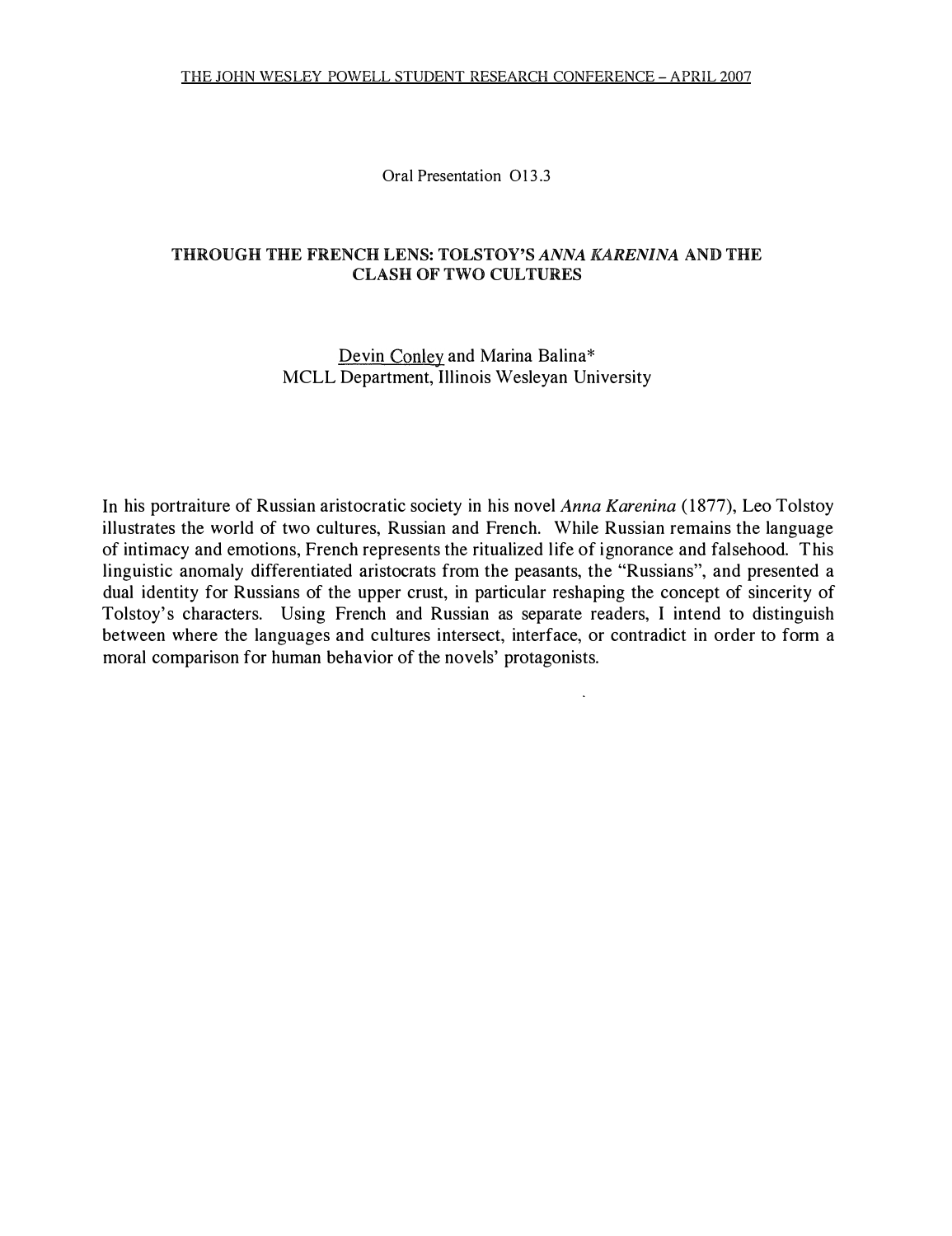THE JOHN WESLEY POWELL STUDENT RESEARCH CONFERENCE – APRIL 2007

Oral Presentation O13.3

## THROUGH THE FRENCH LENS: TOLSTOY'S *ANNA KARENINA* AND THE CLASH OF TWO CULTURES

Devin Conley and Marina Balina*
MCLL Department, Illinois Wesleyan University

In his portraiture of Russian aristocratic society in his novel *Anna Karenina* (1877), Leo Tolstoy illustrates the world of two cultures, Russian and French. While Russian remains the language of intimacy and emotions, French represents the ritualized life of ignorance and falsehood. This linguistic anomaly differentiated aristocrats from the peasants, the "Russians", and presented a dual identity for Russians of the upper crust, in particular reshaping the concept of sincerity of Tolstoy's characters. Using French and Russian as separate readers, I intend to distinguish between where the languages and cultures intersect, interface, or contradict in order to form a moral comparison for human behavior of the novels' protagonists.